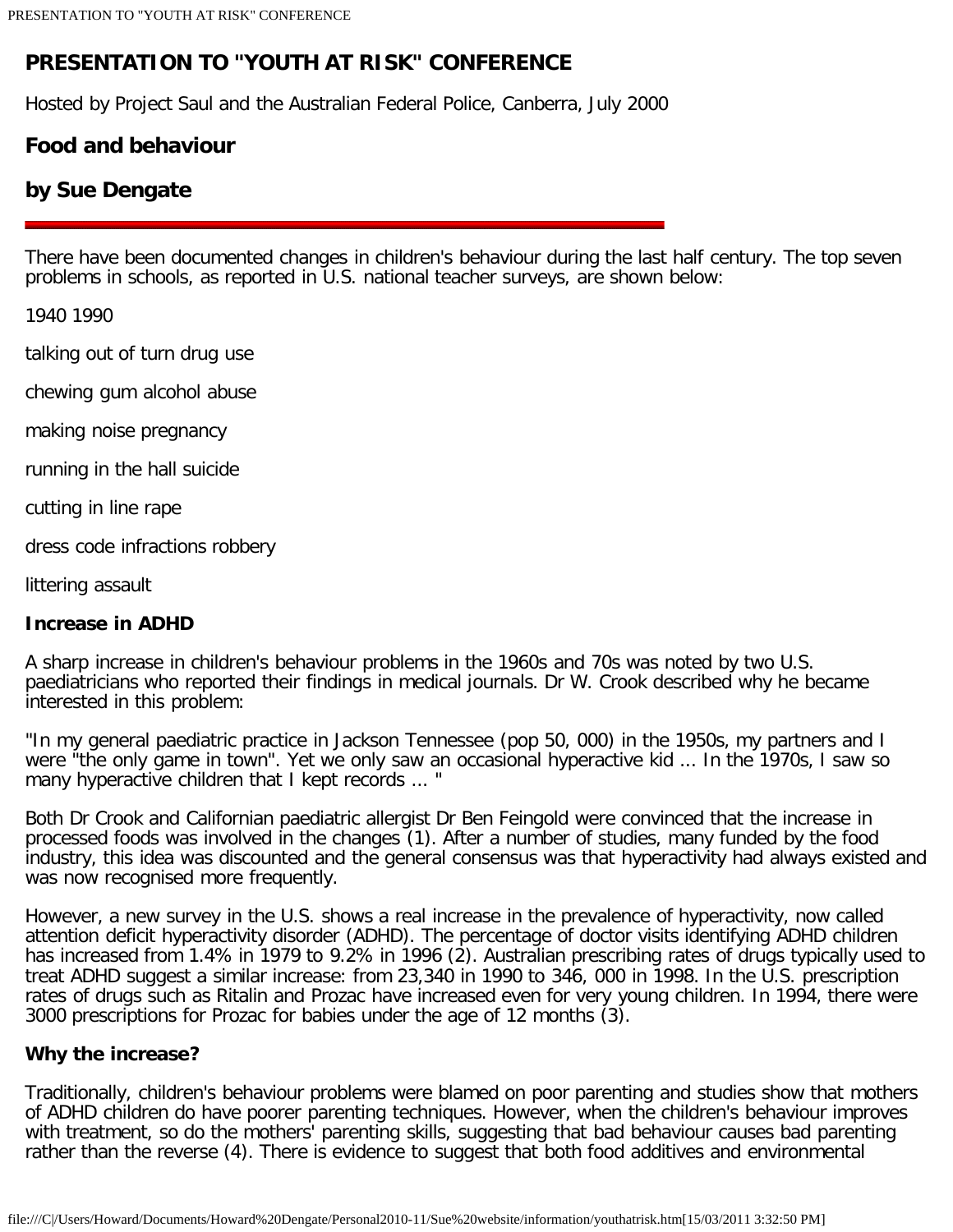# PRESENTATION TO "YOUTH AT RISK" CONFERENCE

Hosted by Project Saul and the Australian Federal Police, Canberra, July 2000

## Food and behaviour

## by Sue Dengate

There have been documented changes in children's behaviour during the last half century. The top seven problems in schools, as reported in U.S. national teacher surveys, are shown below:

| 1940 | 1990 |
|---|---|
| talking out of turn | drug use |
| chewing gum | alcohol abuse |
| making noise | pregnancy |
| running in the hall | suicide |
| cutting in line | rape |
| dress code infractions | robbery |
| littering | assault |

### Increase in ADHD

A sharp increase in children's behaviour problems in the 1960s and 70s was noted by two U.S. paediatricians who reported their findings in medical journals. Dr W. Crook described why he became interested in this problem:

"In my general paediatric practice in Jackson Tennessee (pop 50, 000) in the 1950s, my partners and I were "the only game in town". Yet we only saw an occasional hyperactive kid ... In the 1970s, I saw so many hyperactive children that I kept records ... "

Both Dr Crook and Californian paediatric allergist Dr Ben Feingold were convinced that the increase in processed foods was involved in the changes (1). After a number of studies, many funded by the food industry, this idea was discounted and the general consensus was that hyperactivity had always existed and was now recognised more frequently.

However, a new survey in the U.S. shows a real increase in the prevalence of hyperactivity, now called attention deficit hyperactivity disorder (ADHD). The percentage of doctor visits identifying ADHD children has increased from 1.4% in 1979 to 9.2% in 1996 (2). Australian prescribing rates of drugs typically used to treat ADHD suggest a similar increase: from 23,340 in 1990 to 346, 000 in 1998. In the U.S. prescription rates of drugs such as Ritalin and Prozac have increased even for very young children. In 1994, there were 3000 prescriptions for Prozac for babies under the age of 12 months (3).

### Why the increase?

Traditionally, children's behaviour problems were blamed on poor parenting and studies show that mothers of ADHD children do have poorer parenting techniques. However, when the children's behaviour improves with treatment, so do the mothers' parenting skills, suggesting that bad behaviour causes bad parenting rather than the reverse (4). There is evidence to suggest that both food additives and environmental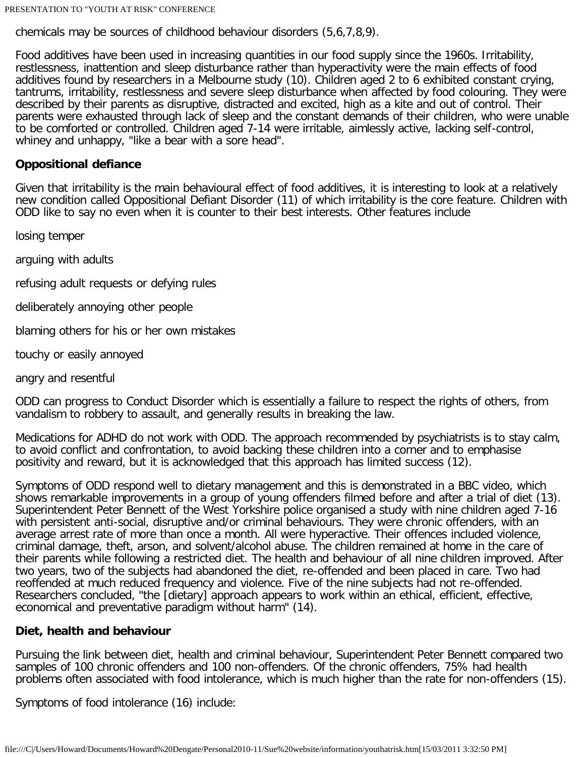chemicals may be sources of childhood behaviour disorders (5,6,7,8,9).

Food additives have been used in increasing quantities in our food supply since the 1960s. Irritability, restlessness, inattention and sleep disturbance rather than hyperactivity were the main effects of food additives found by researchers in a Melbourne study (10). Children aged 2 to 6 exhibited constant crying, tantrums, irritability, restlessness and severe sleep disturbance when affected by food colouring. They were described by their parents as disruptive, distracted and excited, high as a kite and out of control. Their parents were exhausted through lack of sleep and the constant demands of their children, who were unable to be comforted or controlled. Children aged 7-14 were irritable, aimlessly active, lacking self-control, whiney and unhappy, "like a bear with a sore head".

**Oppositional defiance**

Given that irritability is the main behavioural effect of food additives, it is interesting to look at a relatively new condition called Oppositional Defiant Disorder (11) of which irritability is the core feature. Children with ODD like to say no even when it is counter to their best interests. Other features include

losing temper

arguing with adults

refusing adult requests or defying rules

deliberately annoying other people

blaming others for his or her own mistakes

touchy or easily annoyed

angry and resentful

ODD can progress to Conduct Disorder which is essentially a failure to respect the rights of others, from vandalism to robbery to assault, and generally results in breaking the law.

Medications for ADHD do not work with ODD. The approach recommended by psychiatrists is to stay calm, to avoid conflict and confrontation, to avoid backing these children into a corner and to emphasise positivity and reward, but it is acknowledged that this approach has limited success (12).

Symptoms of ODD respond well to dietary management and this is demonstrated in a BBC video, which shows remarkable improvements in a group of young offenders filmed before and after a trial of diet (13). Superintendent Peter Bennett of the West Yorkshire police organised a study with nine children aged 7-16 with persistent anti-social, disruptive and/or criminal behaviours. They were chronic offenders, with an average arrest rate of more than once a month. All were hyperactive. Their offences included violence, criminal damage, theft, arson, and solvent/alcohol abuse. The children remained at home in the care of their parents while following a restricted diet. The health and behaviour of all nine children improved. After two years, two of the subjects had abandoned the diet, re-offended and been placed in care. Two had reoffended at much reduced frequency and violence. Five of the nine subjects had not re-offended. Researchers concluded, "the [dietary] approach appears to work within an ethical, efficient, effective, economical and preventative paradigm without harm" (14).

**Diet, health and behaviour**

Pursuing the link between diet, health and criminal behaviour, Superintendent Peter Bennett compared two samples of 100 chronic offenders and 100 non-offenders. Of the chronic offenders, 75% had health problems often associated with food intolerance, which is much higher than the rate for non-offenders (15).

Symptoms of food intolerance (16) include: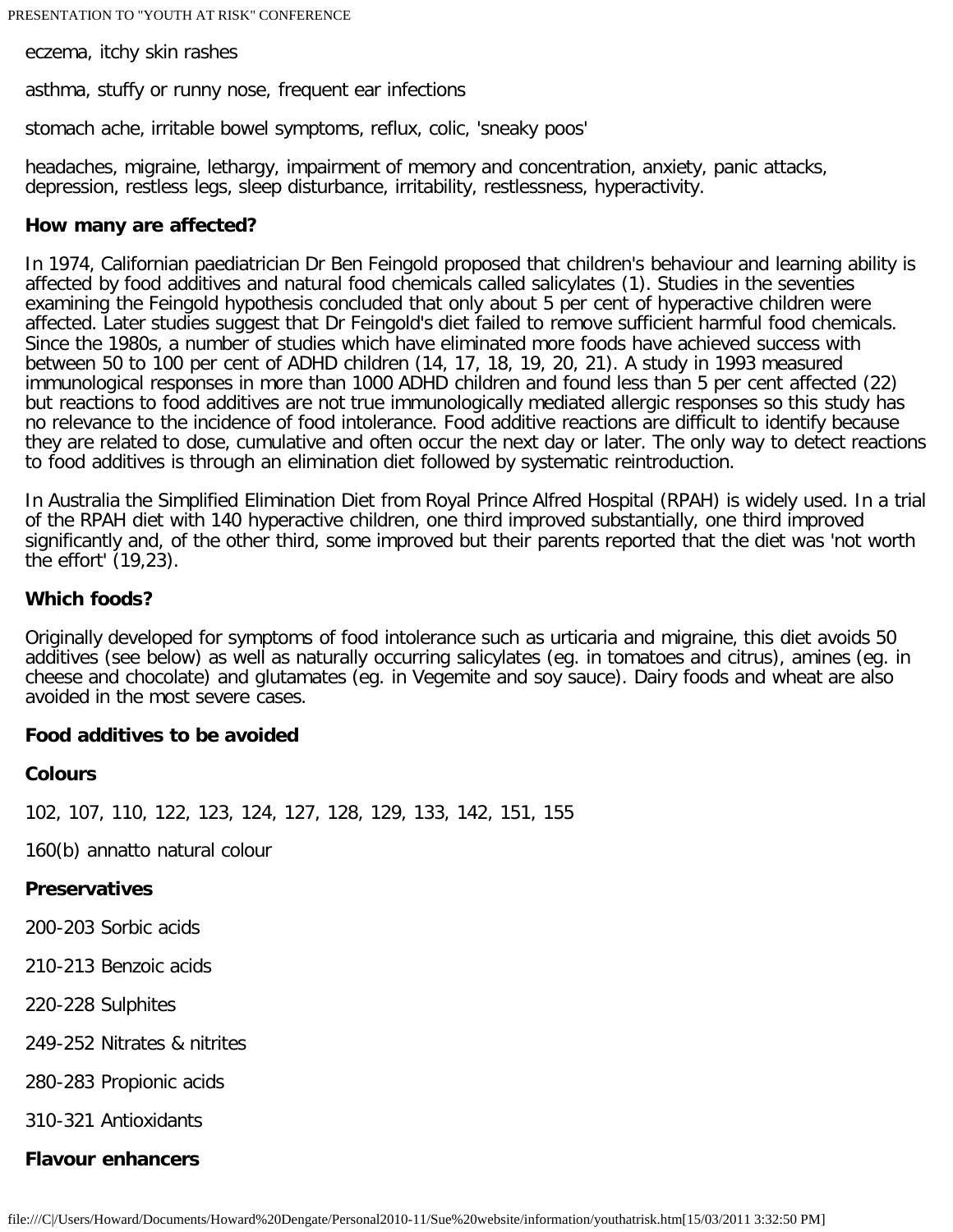eczema, itchy skin rashes

asthma, stuffy or runny nose, frequent ear infections

stomach ache, irritable bowel symptoms, reflux, colic, 'sneaky poos'

headaches, migraine, lethargy, impairment of memory and concentration, anxiety, panic attacks, depression, restless legs, sleep disturbance, irritability, restlessness, hyperactivity.

**How many are affected?**

In 1974, Californian paediatrician Dr Ben Feingold proposed that children's behaviour and learning ability is affected by food additives and natural food chemicals called salicylates (1). Studies in the seventies examining the Feingold hypothesis concluded that only about 5 per cent of hyperactive children were affected. Later studies suggest that Dr Feingold's diet failed to remove sufficient harmful food chemicals. Since the 1980s, a number of studies which have eliminated more foods have achieved success with between 50 to 100 per cent of ADHD children (14, 17, 18, 19, 20, 21). A study in 1993 measured immunological responses in more than 1000 ADHD children and found less than 5 per cent affected (22) but reactions to food additives are not true immunologically mediated allergic responses so this study has no relevance to the incidence of food intolerance. Food additive reactions are difficult to identify because they are related to dose, cumulative and often occur the next day or later. The only way to detect reactions to food additives is through an elimination diet followed by systematic reintroduction.

In Australia the Simplified Elimination Diet from Royal Prince Alfred Hospital (RPAH) is widely used. In a trial of the RPAH diet with 140 hyperactive children, one third improved substantially, one third improved significantly and, of the other third, some improved but their parents reported that the diet was 'not worth the effort' (19,23).

**Which foods?**

Originally developed for symptoms of food intolerance such as urticaria and migraine, this diet avoids 50 additives (see below) as well as naturally occurring salicylates (eg. in tomatoes and citrus), amines (eg. in cheese and chocolate) and glutamates (eg. in Vegemite and soy sauce). Dairy foods and wheat are also avoided in the most severe cases.

**Food additives to be avoided**

**Colours**

102, 107, 110, 122, 123, 124, 127, 128, 129, 133, 142, 151, 155

160(b) annatto natural colour

**Preservatives**

200-203 Sorbic acids

210-213 Benzoic acids

220-228 Sulphites

249-252 Nitrates & nitrites

280-283 Propionic acids

310-321 Antioxidants

**Flavour enhancers**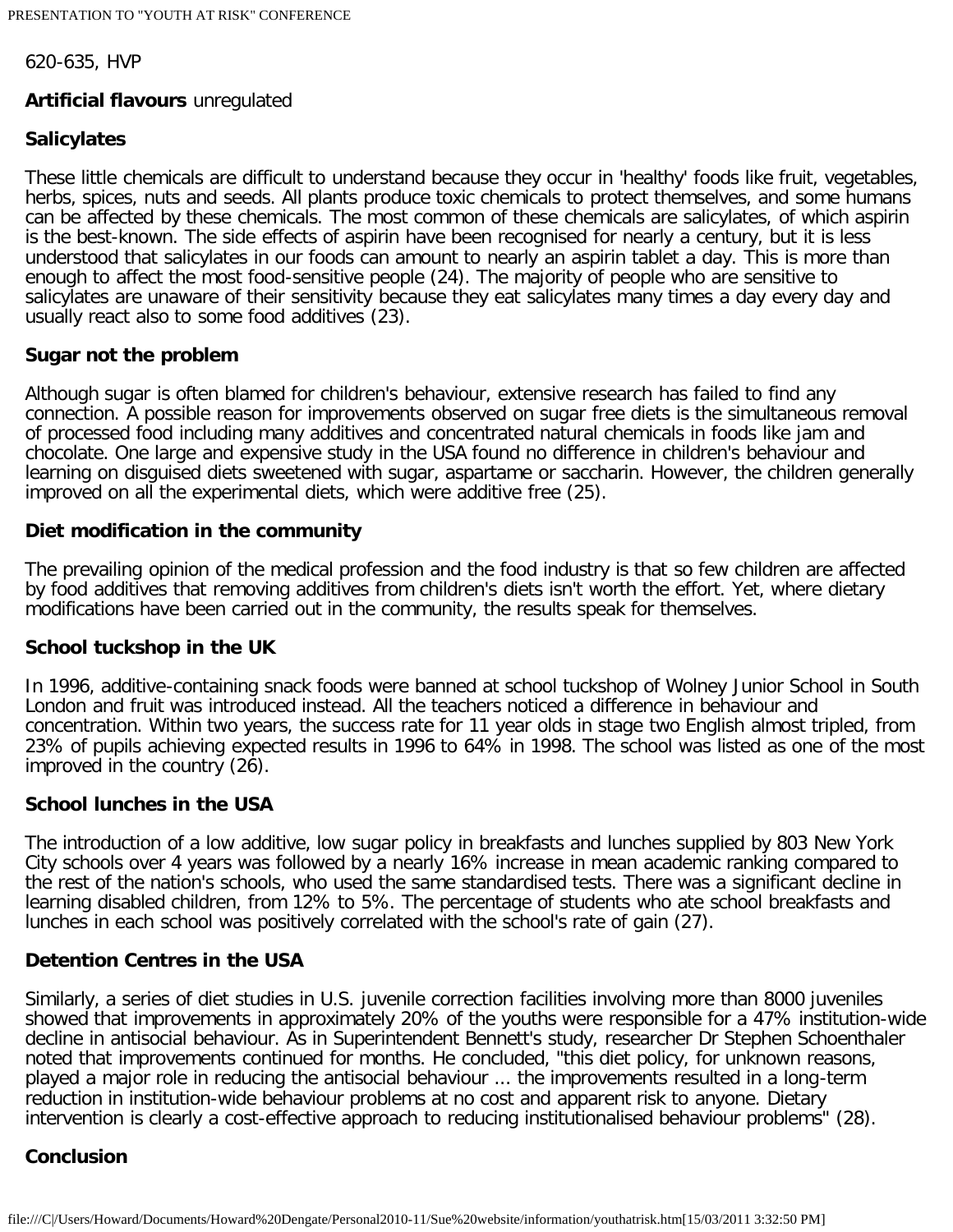620-635, HVP

**Artificial flavours** unregulated

**Salicylates**

These little chemicals are difficult to understand because they occur in 'healthy' foods like fruit, vegetables, herbs, spices, nuts and seeds. All plants produce toxic chemicals to protect themselves, and some humans can be affected by these chemicals. The most common of these chemicals are salicylates, of which aspirin is the best-known. The side effects of aspirin have been recognised for nearly a century, but it is less understood that salicylates in our foods can amount to nearly an aspirin tablet a day. This is more than enough to affect the most food-sensitive people (24). The majority of people who are sensitive to salicylates are unaware of their sensitivity because they eat salicylates many times a day every day and usually react also to some food additives (23).

**Sugar not the problem**

Although sugar is often blamed for children's behaviour, extensive research has failed to find any connection. A possible reason for improvements observed on sugar free diets is the simultaneous removal of processed food including many additives and concentrated natural chemicals in foods like jam and chocolate. One large and expensive study in the USA found no difference in children's behaviour and learning on disguised diets sweetened with sugar, aspartame or saccharin. However, the children generally improved on all the experimental diets, which were additive free (25).

**Diet modification in the community**

The prevailing opinion of the medical profession and the food industry is that so few children are affected by food additives that removing additives from children's diets isn't worth the effort. Yet, where dietary modifications have been carried out in the community, the results speak for themselves.

**School tuckshop in the UK**

In 1996, additive-containing snack foods were banned at school tuckshop of Wolney Junior School in South London and fruit was introduced instead. All the teachers noticed a difference in behaviour and concentration. Within two years, the success rate for 11 year olds in stage two English almost tripled, from 23% of pupils achieving expected results in 1996 to 64% in 1998. The school was listed as one of the most improved in the country (26).

**School lunches in the USA**

The introduction of a low additive, low sugar policy in breakfasts and lunches supplied by 803 New York City schools over 4 years was followed by a nearly 16% increase in mean academic ranking compared to the rest of the nation's schools, who used the same standardised tests. There was a significant decline in learning disabled children, from 12% to 5%. The percentage of students who ate school breakfasts and lunches in each school was positively correlated with the school's rate of gain (27).

**Detention Centres in the USA**

Similarly, a series of diet studies in U.S. juvenile correction facilities involving more than 8000 juveniles showed that improvements in approximately 20% of the youths were responsible for a 47% institution-wide decline in antisocial behaviour. As in Superintendent Bennett's study, researcher Dr Stephen Schoenthaler noted that improvements continued for months. He concluded, "this diet policy, for unknown reasons, played a major role in reducing the antisocial behaviour ... the improvements resulted in a long-term reduction in institution-wide behaviour problems at no cost and apparent risk to anyone. Dietary intervention is clearly a cost-effective approach to reducing institutionalised behaviour problems" (28).

**Conclusion**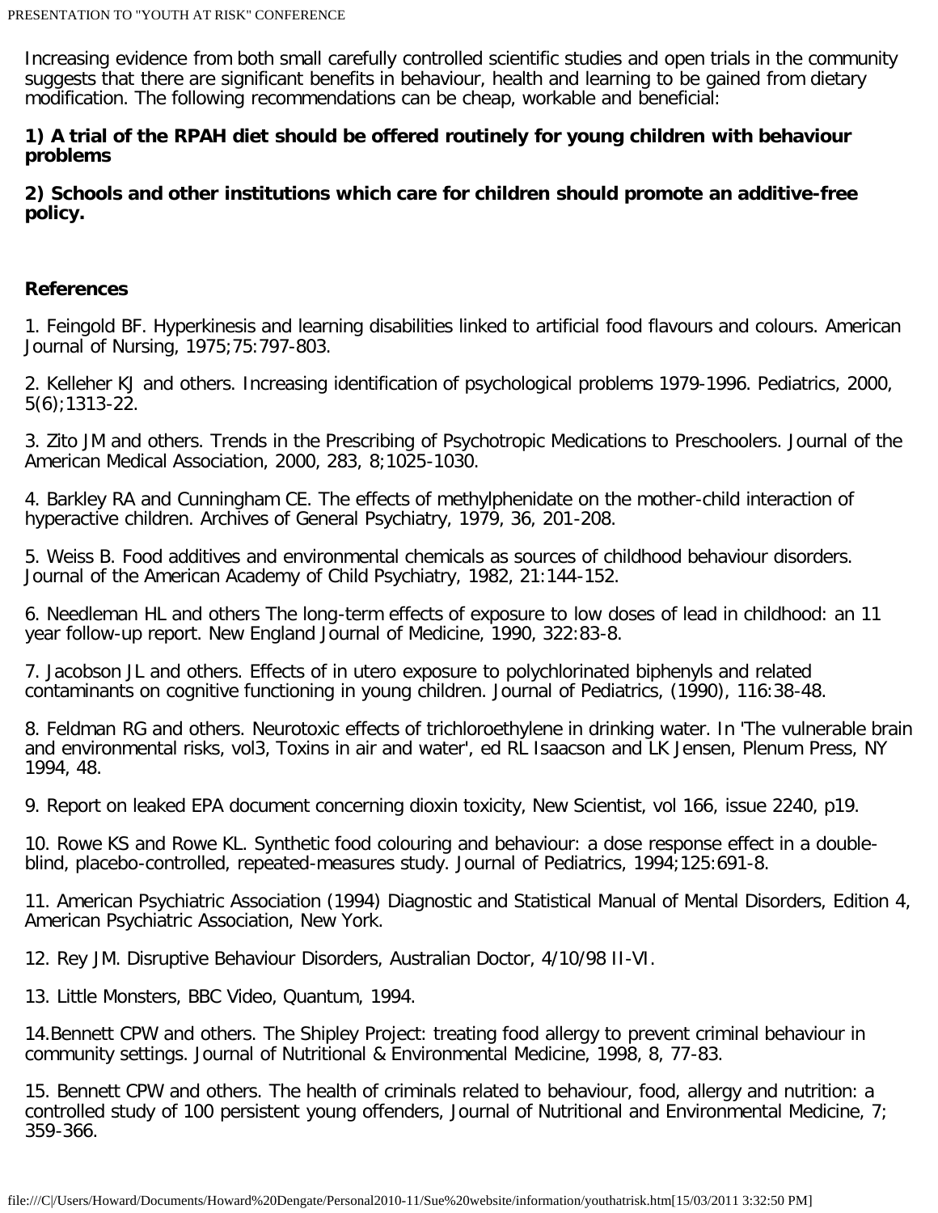Increasing evidence from both small carefully controlled scientific studies and open trials in the community suggests that there are significant benefits in behaviour, health and learning to be gained from dietary modification. The following recommendations can be cheap, workable and beneficial:

**1) A trial of the RPAH diet should be offered routinely for young children with behaviour problems**

**2) Schools and other institutions which care for children should promote an additive-free policy.**

**References**

1. Feingold BF. Hyperkinesis and learning disabilities linked to artificial food flavours and colours. American Journal of Nursing, 1975;75:797-803.

2. Kelleher KJ and others. Increasing identification of psychological problems 1979-1996. Pediatrics, 2000, 5(6);1313-22.

3. Zito JM and others. Trends in the Prescribing of Psychotropic Medications to Preschoolers. Journal of the American Medical Association, 2000, 283, 8;1025-1030.

4. Barkley RA and Cunningham CE. The effects of methylphenidate on the mother-child interaction of hyperactive children. Archives of General Psychiatry, 1979, 36, 201-208.

5. Weiss B. Food additives and environmental chemicals as sources of childhood behaviour disorders. Journal of the American Academy of Child Psychiatry, 1982, 21:144-152.

6. Needleman HL and others The long-term effects of exposure to low doses of lead in childhood: an 11 year follow-up report. New England Journal of Medicine, 1990, 322:83-8.

7. Jacobson JL and others. Effects of in utero exposure to polychlorinated biphenyls and related contaminants on cognitive functioning in young children. Journal of Pediatrics, (1990), 116:38-48.

8. Feldman RG and others. Neurotoxic effects of trichloroethylene in drinking water. In 'The vulnerable brain and environmental risks, vol3, Toxins in air and water', ed RL Isaacson and LK Jensen, Plenum Press, NY 1994, 48.

9. Report on leaked EPA document concerning dioxin toxicity, New Scientist, vol 166, issue 2240, p19.

10. Rowe KS and Rowe KL. Synthetic food colouring and behaviour: a dose response effect in a double-blind, placebo-controlled, repeated-measures study. Journal of Pediatrics, 1994;125:691-8.

11. American Psychiatric Association (1994) Diagnostic and Statistical Manual of Mental Disorders, Edition 4, American Psychiatric Association, New York.

12. Rey JM. Disruptive Behaviour Disorders, Australian Doctor, 4/10/98 II-VI.

13. Little Monsters, BBC Video, Quantum, 1994.

14. Bennett CPW and others. The Shipley Project: treating food allergy to prevent criminal behaviour in community settings. Journal of Nutritional & Environmental Medicine, 1998, 8, 77-83.

15. Bennett CPW and others. The health of criminals related to behaviour, food, allergy and nutrition: a controlled study of 100 persistent young offenders, Journal of Nutritional and Environmental Medicine, 7; 359-366.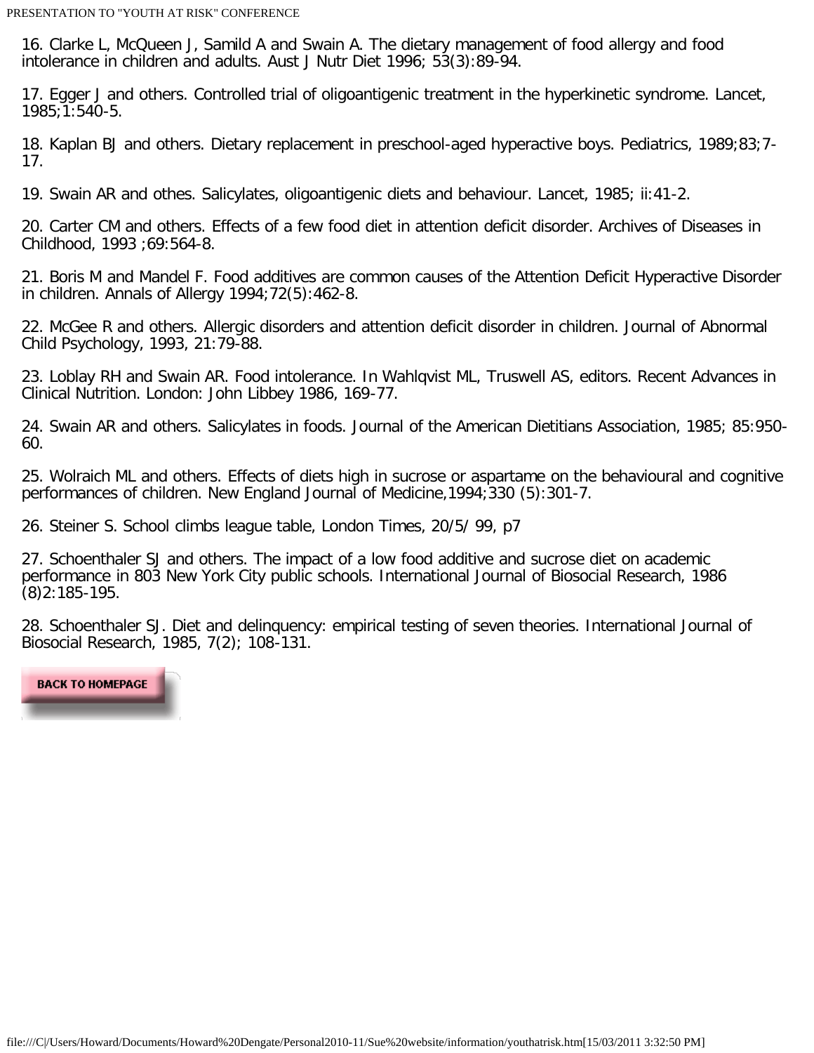16. Clarke L, McQueen J, Samild A and Swain A. The dietary management of food allergy and food intolerance in children and adults. Aust J Nutr Diet 1996; 53(3):89-94.

17. Egger J and others. Controlled trial of oligoantigenic treatment in the hyperkinetic syndrome. Lancet, 1985;1:540-5.

18. Kaplan BJ and others. Dietary replacement in preschool-aged hyperactive boys. Pediatrics, 1989;83;7-17.

19. Swain AR and othes. Salicylates, oligoantigenic diets and behaviour. Lancet, 1985; ii:41-2.

20. Carter CM and others. Effects of a few food diet in attention deficit disorder. Archives of Diseases in Childhood, 1993 ;69:564-8.

21. Boris M and Mandel F. Food additives are common causes of the Attention Deficit Hyperactive Disorder in children. Annals of Allergy 1994;72(5):462-8.

22. McGee R and others. Allergic disorders and attention deficit disorder in children. Journal of Abnormal Child Psychology, 1993, 21:79-88.

23. Loblay RH and Swain AR. Food intolerance. In Wahlqvist ML, Truswell AS, editors. Recent Advances in Clinical Nutrition. London: John Libbey 1986, 169-77.

24. Swain AR and others. Salicylates in foods. Journal of the American Dietitians Association, 1985; 85:950-60.

25. Wolraich ML and others. Effects of diets high in sucrose or aspartame on the behavioural and cognitive performances of children. New England Journal of Medicine,1994;330 (5):301-7.

26. Steiner S. School climbs league table, London Times, 20/5/ 99, p7

27. Schoenthaler SJ and others. The impact of a low food additive and sucrose diet on academic performance in 803 New York City public schools. International Journal of Biosocial Research, 1986 (8)2:185-195.

28. Schoenthaler SJ. Diet and delinquency: empirical testing of seven theories. International Journal of Biosocial Research, 1985, 7(2); 108-131.

BACK TO HOMEPAGE